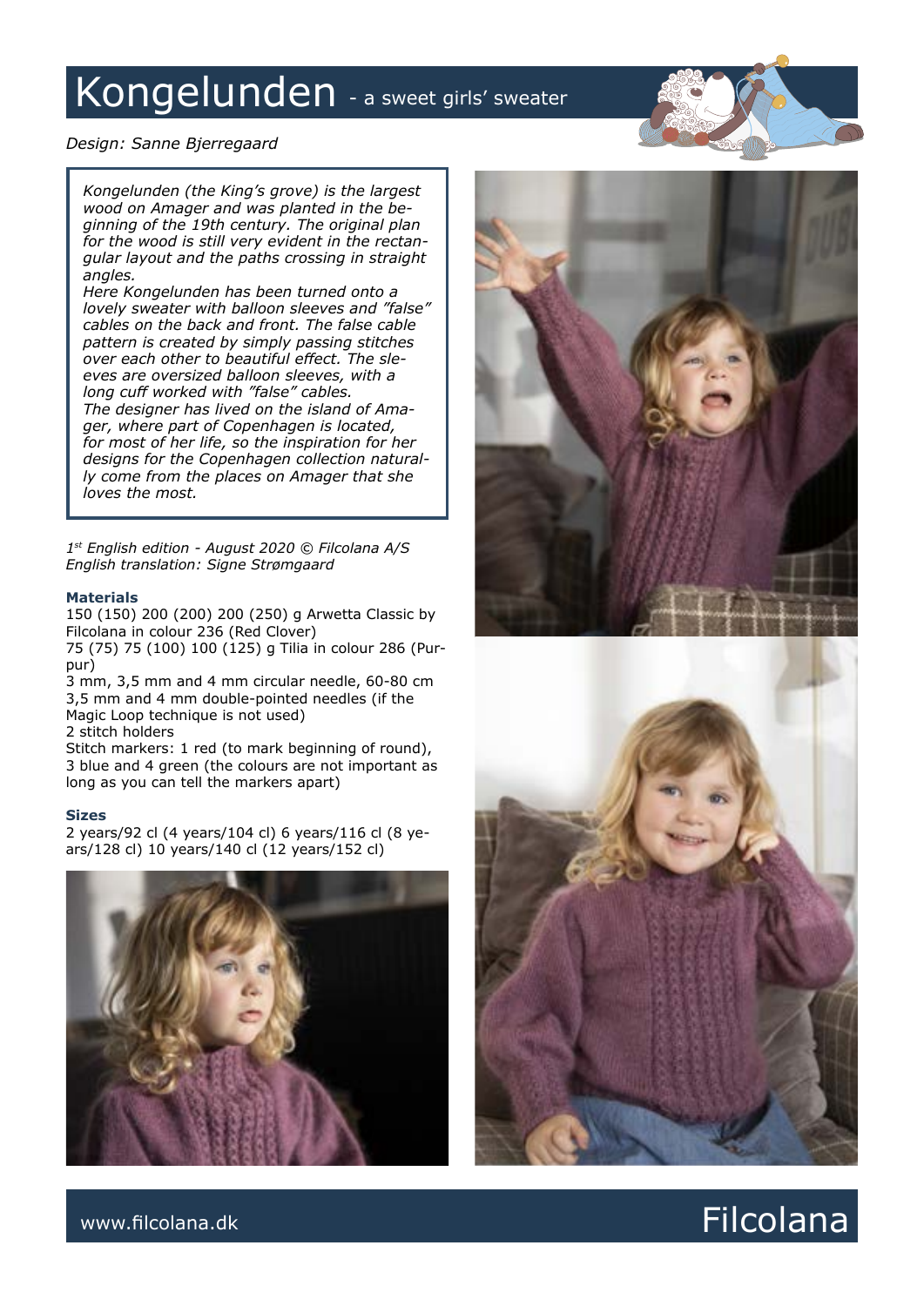# Kongelunden - a sweet girls' sweater

*Design: Sanne Bjerregaard*

*Kongelunden (the King's grove) is the largest wood on Amager and was planted in the beginning of the 19th century. The original plan for the wood is still very evident in the rectangular layout and the paths crossing in straight angles.*
*Here Kongelunden has been turned onto a lovely sweater with balloon sleeves and "false" cables on the back and front. The false cable pattern is created by simply passing stitches over each other to beautiful effect. The sleeves are oversized balloon sleeves, with a long cuff worked with "false" cables.*
*The designer has lived on the island of Amager, where part of Copenhagen is located, for most of her life, so the inspiration for her designs for the Copenhagen collection naturally come from the places on Amager that she loves the most.*

*1st English edition - August 2020 © Filcolana A/S*
*English translation: Signe Strømgaard*

### Materials

150 (150) 200 (200) 200 (250) g Arwetta Classic by Filcolana in colour 236 (Red Clover)
75 (75) 75 (100) 100 (125) g Tilia in colour 286 (Purpur)
3 mm, 3,5 mm and 4 mm circular needle, 60-80 cm
3,5 mm and 4 mm double-pointed needles (if the Magic Loop technique is not used)
2 stitch holders
Stitch markers: 1 red (to mark beginning of round), 3 blue and 4 green (the colours are not important as long as you can tell the markers apart)

### Sizes

2 years/92 cl (4 years/104 cl) 6 years/116 cl (8 years/128 cl) 10 years/140 cl (12 years/152 cl)

www.filcolana.dk

Filcolana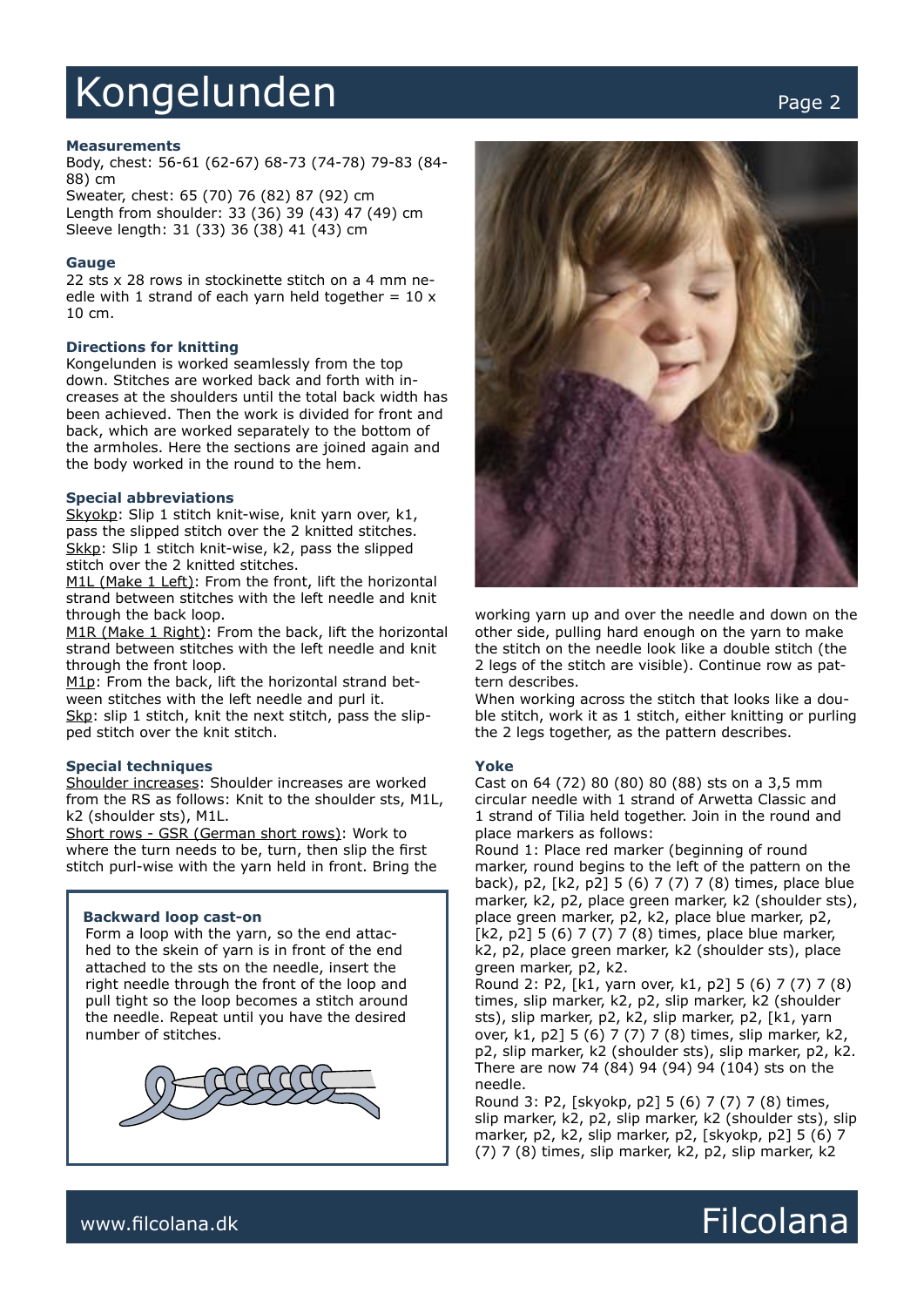### Measurements

Body, chest: 56-61 (62-67) 68-73 (74-78) 79-83 (84-88) cm
Sweater, chest: 65 (70) 76 (82) 87 (92) cm
Length from shoulder: 33 (36) 39 (43) 47 (49) cm
Sleeve length: 31 (33) 36 (38) 41 (43) cm

### Gauge

22 sts x 28 rows in stockinette stitch on a 4 mm needle with 1 strand of each yarn held together = 10 x 10 cm.

### Directions for knitting

Kongelunden is worked seamlessly from the top down. Stitches are worked back and forth with increases at the shoulders until the total back width has been achieved. Then the work is divided for front and back, which are worked separately to the bottom of the armholes. Here the sections are joined again and the body worked in the round to the hem.

### Special abbreviations

Skyokp: Slip 1 stitch knit-wise, knit yarn over, k1, pass the slipped stitch over the 2 knitted stitches.
Skkp: Slip 1 stitch knit-wise, k2, pass the slipped stitch over the 2 knitted stitches.
M1L (Make 1 Left): From the front, lift the horizontal strand between stitches with the left needle and knit through the back loop.
M1R (Make 1 Right): From the back, lift the horizontal strand between stitches with the left needle and knit through the front loop.
M1p: From the back, lift the horizontal strand between stitches with the left needle and purl it.
Skp: slip 1 stitch, knit the next stitch, pass the slipped stitch over the knit stitch.

### Special techniques

Shoulder increases: Shoulder increases are worked from the RS as follows: Knit to the shoulder sts, M1L, k2 (shoulder sts), M1L.
Short rows - GSR (German short rows): Work to where the turn needs to be, turn, then slip the first stitch purl-wise with the yarn held in front. Bring the working yarn up and over the needle and down on the other side, pulling hard enough on the yarn to make the stitch on the needle look like a double stitch (the 2 legs of the stitch are visible). Continue row as pattern describes.
When working across the stitch that looks like a double stitch, work it as 1 stitch, either knitting or purling the 2 legs together, as the pattern describes.

**Backward loop cast-on**
Form a loop with the yarn, so the end attached to the skein of yarn is in front of the end attached to the sts on the needle, insert the right needle through the front of the loop and pull tight so the loop becomes a stitch around the needle. Repeat until you have the desired number of stitches.

### Yoke

Cast on 64 (72) 80 (80) 80 (88) sts on a 3,5 mm circular needle with 1 strand of Arwetta Classic and 1 strand of Tilia held together. Join in the round and place markers as follows:
Round 1: Place red marker (beginning of round marker, round begins to the left of the pattern on the back), p2, [k2, p2] 5 (6) 7 (7) 7 (8) times, place blue marker, k2, p2, place green marker, k2 (shoulder sts), place green marker, p2, k2, place blue marker, p2, [k2, p2] 5 (6) 7 (7) 7 (8) times, place blue marker, k2, p2, place green marker, k2 (shoulder sts), place green marker, p2, k2.
Round 2: P2, [k1, yarn over, k1, p2] 5 (6) 7 (7) 7 (8) times, slip marker, k2, p2, slip marker, k2 (shoulder sts), slip marker, p2, k2, slip marker, p2, [k1, yarn over, k1, p2] 5 (6) 7 (7) 7 (8) times, slip marker, k2, p2, slip marker, k2 (shoulder sts), slip marker, p2, k2.
There are now 74 (84) 94 (94) 94 (104) sts on the needle.
Round 3: P2, [skyokp, p2] 5 (6) 7 (7) 7 (8) times, slip marker, k2, p2, slip marker, k2 (shoulder sts), slip marker, p2, k2, slip marker, p2, [skyokp, p2] 5 (6) 7 (7) 7 (8) times, slip marker, k2, p2, slip marker, k2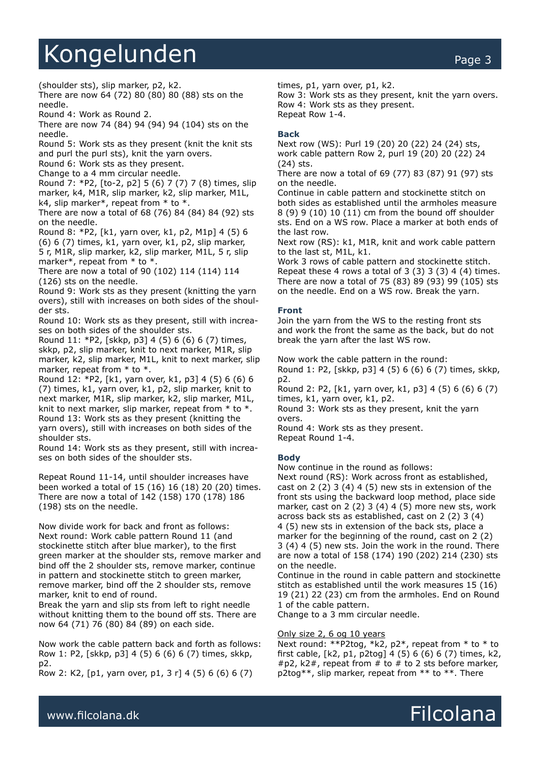(shoulder sts), slip marker, p2, k2.
There are now 64 (72) 80 (80) 80 (88) sts on the needle.
Round 4: Work as Round 2.
There are now 74 (84) 94 (94) 94 (104) sts on the needle.
Round 5: Work sts as they present (knit the knit sts and purl the purl sts), knit the yarn overs.
Round 6: Work sts as they present.
Change to a 4 mm circular needle.
Round 7: *P2, [to-2, p2] 5 (6) 7 (7) 7 (8) times, slip marker, k4, M1R, slip marker, k2, slip marker, M1L, k4, slip marker*, repeat from * to *.
There are now a total of 68 (76) 84 (84) 84 (92) sts on the needle.
Round 8: *P2, [k1, yarn over, k1, p2, M1p] 4 (5) 6 (6) 6 (7) times, k1, yarn over, k1, p2, slip marker, 5 r, M1R, slip marker, k2, slip marker, M1L, 5 r, slip marker*, repeat from * to *.
There are now a total of 90 (102) 114 (114) 114 (126) sts on the needle.
Round 9: Work sts as they present (knitting the yarn overs), still with increases on both sides of the shoulder sts.
Round 10: Work sts as they present, still with increases on both sides of the shoulder sts.
Round 11: *P2, [skkp, p3] 4 (5) 6 (6) 6 (7) times, skkp, p2, slip marker, knit to next marker, M1R, slip marker, k2, slip marker, M1L, knit to next marker, slip marker, repeat from * to *.
Round 12: *P2, [k1, yarn over, k1, p3] 4 (5) 6 (6) 6 (7) times, k1, yarn over, k1, p2, slip marker, knit to next marker, M1R, slip marker, k2, slip marker, M1L, knit to next marker, slip marker, repeat from * to *.
Round 13: Work sts as they present (knitting the yarn overs), still with increases on both sides of the shoulder sts.
Round 14: Work sts as they present, still with increases on both sides of the shoulder sts.

Repeat Round 11-14, until shoulder increases have been worked a total of 15 (16) 16 (18) 20 (20) times. There are now a total of 142 (158) 170 (178) 186 (198) sts on the needle.

Now divide work for back and front as follows:
Next round: Work cable pattern Round 11 (and stockinette stitch after blue marker), to the first green marker at the shoulder sts, remove marker and bind off the 2 shoulder sts, remove marker, continue in pattern and stockinette stitch to green marker, remove marker, bind off the 2 shoulder sts, remove marker, knit to end of round.
Break the yarn and slip sts from left to right needle without knitting them to the bound off sts. There are now 64 (71) 76 (80) 84 (89) on each side.

Now work the cable pattern back and forth as follows:
Row 1: P2, [skkp, p3] 4 (5) 6 (6) 6 (7) times, skkp, p2.
Row 2: K2, [p1, yarn over, p1, 3 r] 4 (5) 6 (6) 6 (7) times, p1, yarn over, p1, k2.
Row 3: Work sts as they present, knit the yarn overs.
Row 4: Work sts as they present.
Repeat Row 1-4.

### Back

Next row (WS): Purl 19 (20) 20 (22) 24 (24) sts, work cable pattern Row 2, purl 19 (20) 20 (22) 24 (24) sts.
There are now a total of 69 (77) 83 (87) 91 (97) sts on the needle.
Continue in cable pattern and stockinette stitch on both sides as established until the armholes measure 8 (9) 9 (10) 10 (11) cm from the bound off shoulder sts. End on a WS row. Place a marker at both ends of the last row.
Next row (RS): k1, M1R, knit and work cable pattern to the last st, M1L, k1.
Work 3 rows of cable pattern and stockinette stitch.
Repeat these 4 rows a total of 3 (3) 3 (3) 4 (4) times.
There are now a total of 75 (83) 89 (93) 99 (105) sts on the needle. End on a WS row. Break the yarn.

### Front

Join the yarn from the WS to the resting front sts and work the front the same as the back, but do not break the yarn after the last WS row.

Now work the cable pattern in the round:
Round 1: P2, [skkp, p3] 4 (5) 6 (6) 6 (7) times, skkp, p2.
Round 2: P2, [k1, yarn over, k1, p3] 4 (5) 6 (6) 6 (7) times, k1, yarn over, k1, p2.
Round 3: Work sts as they present, knit the yarn overs.
Round 4: Work sts as they present.
Repeat Round 1-4.

### Body

Now continue in the round as follows:
Next round (RS): Work across front as established, cast on 2 (2) 3 (4) 4 (5) new sts in extension of the front sts using the backward loop method, place side marker, cast on 2 (2) 3 (4) 4 (5) more new sts, work across back sts as established, cast on 2 (2) 3 (4) 4 (5) new sts in extension of the back sts, place a marker for the beginning of the round, cast on 2 (2) 3 (4) 4 (5) new sts. Join the work in the round. There are now a total of 158 (174) 190 (202) 214 (230) sts on the needle.
Continue in the round in cable pattern and stockinette stitch as established until the work measures 15 (16) 19 (21) 22 (23) cm from the armholes. End on Round 1 of the cable pattern.
Change to a 3 mm circular needle.

<u>Only size 2, 6 og 10 years</u>
Next round: **P2tog, *k2, p2*, repeat from * to * to first cable, [k2, p1, p2tog] 4 (5) 6 (6) 6 (7) times, k2, #p2, k2#, repeat from # to # to 2 sts before marker, p2tog**, slip marker, repeat from ** to **. There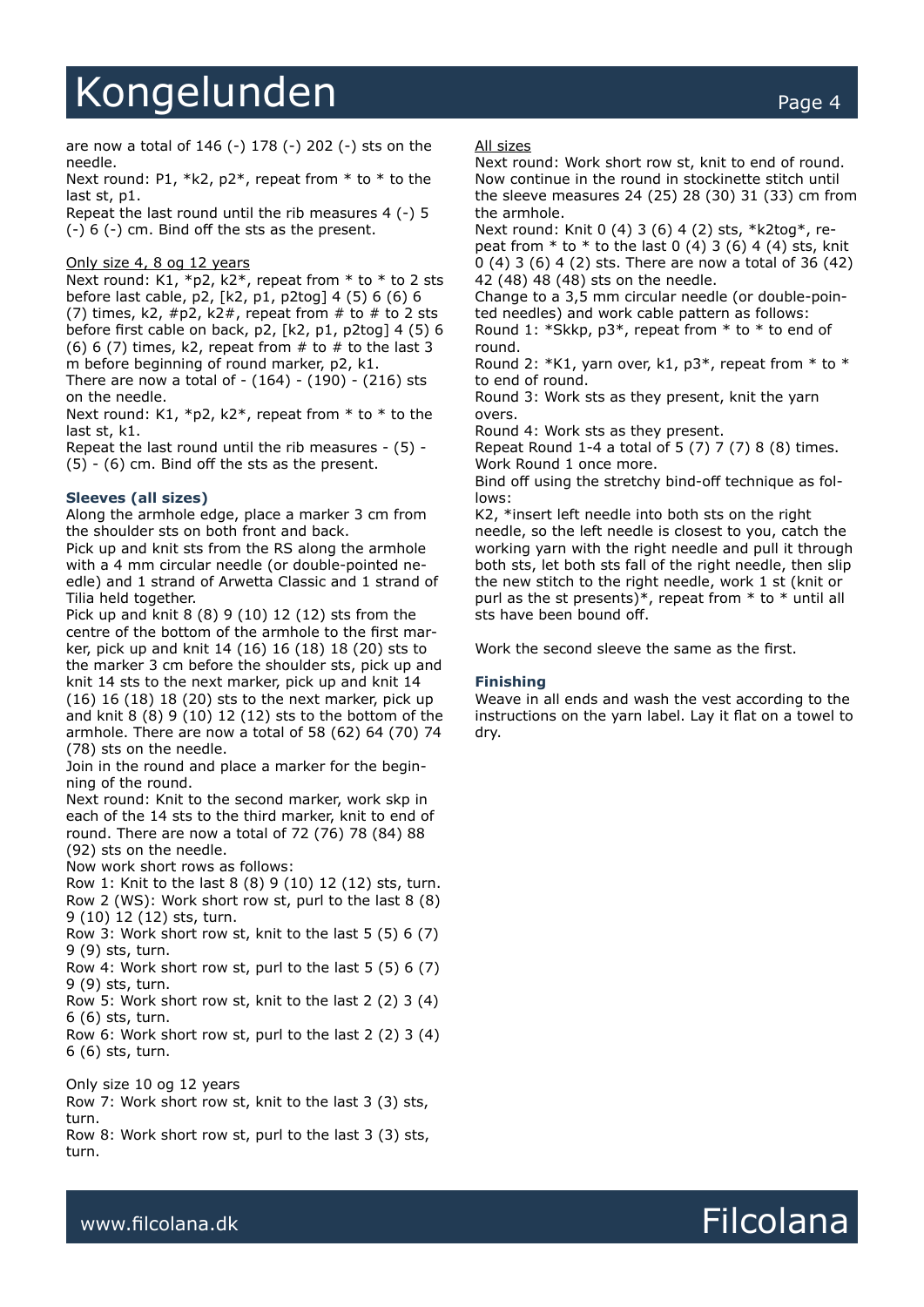are now a total of 146 (-) 178 (-) 202 (-) sts on the needle.
Next round: P1, *k2, p2*, repeat from * to * to the last st, p1.
Repeat the last round until the rib measures 4 (-) 5 (-) 6 (-) cm. Bind off the sts as the present.

<u>Only size 4, 8 og 12 years</u>
Next round: K1, *p2, k2*, repeat from * to 2 sts before last cable, p2, [k2, p1, p2tog] 4 (5) 6 (6) 6 (7) times, k2, #p2, k2#, repeat from # to # to 2 sts before first cable on back, p2, [k2, p1, p2tog] 4 (5) 6 (6) 6 (7) times, k2, repeat from # to # to the last 3 m before beginning of round marker, p2, k1.
There are now a total of - (164) - (190) - (216) sts on the needle.
Next round: K1, *p2, k2*, repeat from * to * to the last st, k1.
Repeat the last round until the rib measures - (5) - (5) - (6) cm. Bind off the sts as the present.

### Sleeves (all sizes)

Along the armhole edge, place a marker 3 cm from the shoulder sts on both front and back.
Pick up and knit sts from the RS along the armhole with a 4 mm circular needle (or double-pointed needle) and 1 strand of Arwetta Classic and 1 strand of Tilia held together.
Pick up and knit 8 (8) 9 (10) 12 (12) sts from the centre of the bottom of the armhole to the first marker, pick up and knit 14 (16) 16 (18) 18 (20) sts to the marker 3 cm before the shoulder sts, pick up and knit 14 sts to the next marker, pick up and knit 14 (16) 16 (18) 18 (20) sts to the next marker, pick up and knit 8 (8) 9 (10) 12 (12) sts to the bottom of the armhole. There are now a total of 58 (62) 64 (70) 74 (78) sts on the needle.
Join in the round and place a marker for the beginning of the round.
Next round: Knit to the second marker, work skp in each of the 14 sts to the third marker, knit to end of round. There are now a total of 72 (76) 78 (84) 88 (92) sts on the needle.
Now work short rows as follows:
Row 1: Knit to the last 8 (8) 9 (10) 12 (12) sts, turn.
Row 2 (WS): Work short row st, purl to the last 8 (8) 9 (10) 12 (12) sts, turn.
Row 3: Work short row st, knit to the last 5 (5) 6 (7) 9 (9) sts, turn.
Row 4: Work short row st, purl to the last 5 (5) 6 (7) 9 (9) sts, turn.
Row 5: Work short row st, knit to the last 2 (2) 3 (4) 6 (6) sts, turn.
Row 6: Work short row st, purl to the last 2 (2) 3 (4) 6 (6) sts, turn.

Only size 10 og 12 years
Row 7: Work short row st, knit to the last 3 (3) sts, turn.
Row 8: Work short row st, purl to the last 3 (3) sts, turn.

<u>All sizes</u>
Next round: Work short row st, knit to end of round.
Now continue in the round in stockinette stitch until the sleeve measures 24 (25) 28 (30) 31 (33) cm from the armhole.
Next round: Knit 0 (4) 3 (6) 4 (2) sts, *k2tog*, repeat from * to * to the last 0 (4) 3 (6) 4 (4) sts, knit 0 (4) 3 (6) 4 (2) sts. There are now a total of 36 (42) 42 (48) 48 (48) sts on the needle.
Change to a 3,5 mm circular needle (or double-pointed needles) and work cable pattern as follows:
Round 1: *Skkp, p3*, repeat from * to * to end of round.
Round 2: *K1, yarn over, k1, p3*, repeat from * to * to end of round.
Round 3: Work sts as they present, knit the yarn overs.
Round 4: Work sts as they present.
Repeat Round 1-4 a total of 5 (7) 7 (7) 8 (8) times.
Work Round 1 once more.
Bind off using the stretchy bind-off technique as follows:
K2, *insert left needle into both sts on the right needle, so the left needle is closest to you, catch the working yarn with the right needle and pull it through both sts, let both sts fall of the right needle, then slip the new stitch to the right needle, work 1 st (knit or purl as the st presents)*, repeat from * to * until all sts have been bound off.

Work the second sleeve the same as the first.

### Finishing

Weave in all ends and wash the vest according to the instructions on the yarn label. Lay it flat on a towel to dry.